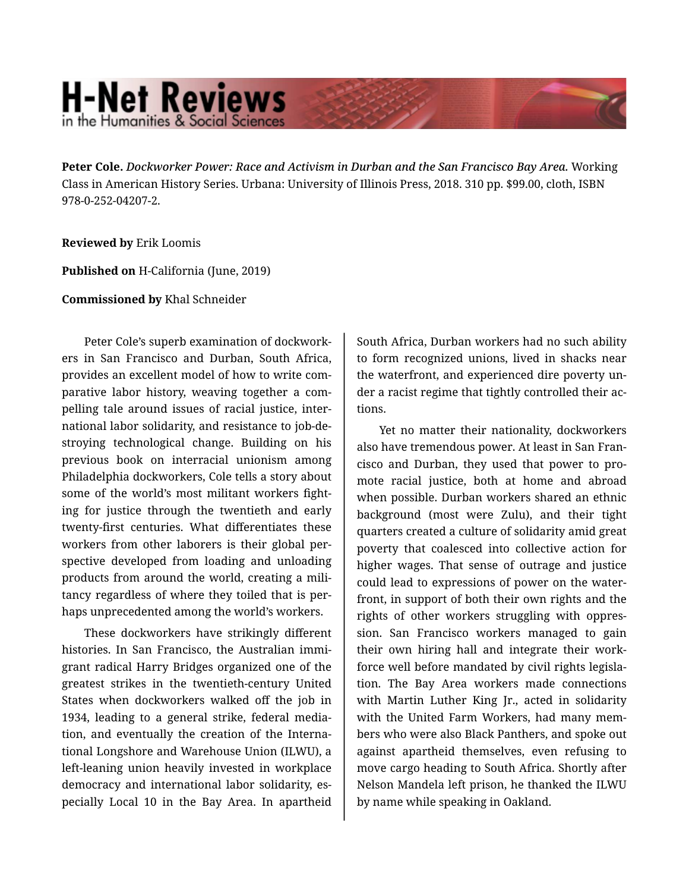# H-Net Reviews in the Humanities & Social Sciences

**Peter Cole.** *Dockworker Power: Race and Activism in Durban and the San Francisco Bay Area.* Working Class in American History Series. Urbana: University of Illinois Press, 2018. 310 pp. $99.00, cloth, ISBN 978-0-252-04207-2.

**Reviewed by** Erik Loomis

**Published on** H-California (June, 2019)

**Commissioned by** Khal Schneider

Peter Cole's superb examination of dockworkers in San Francisco and Durban, South Africa, provides an excellent model of how to write comparative labor history, weaving together a compelling tale around issues of racial justice, international labor solidarity, and resistance to job-destroying technological change. Building on his previous book on interracial unionism among Philadelphia dockworkers, Cole tells a story about some of the world's most militant workers fighting for justice through the twentieth and early twenty-first centuries. What differentiates these workers from other laborers is their global perspective developed from loading and unloading products from around the world, creating a militancy regardless of where they toiled that is perhaps unprecedented among the world's workers.

These dockworkers have strikingly different histories. In San Francisco, the Australian immigrant radical Harry Bridges organized one of the greatest strikes in the twentieth-century United States when dockworkers walked off the job in 1934, leading to a general strike, federal mediation, and eventually the creation of the International Longshore and Warehouse Union (ILWU), a left-leaning union heavily invested in workplace democracy and international labor solidarity, especially Local 10 in the Bay Area. In apartheid South Africa, Durban workers had no such ability to form recognized unions, lived in shacks near the waterfront, and experienced dire poverty under a racist regime that tightly controlled their actions.

Yet no matter their nationality, dockworkers also have tremendous power. At least in San Francisco and Durban, they used that power to promote racial justice, both at home and abroad when possible. Durban workers shared an ethnic background (most were Zulu), and their tight quarters created a culture of solidarity amid great poverty that coalesced into collective action for higher wages. That sense of outrage and justice could lead to expressions of power on the waterfront, in support of both their own rights and the rights of other workers struggling with oppression. San Francisco workers managed to gain their own hiring hall and integrate their workforce well before mandated by civil rights legislation. The Bay Area workers made connections with Martin Luther King Jr., acted in solidarity with the United Farm Workers, had many members who were also Black Panthers, and spoke out against apartheid themselves, even refusing to move cargo heading to South Africa. Shortly after Nelson Mandela left prison, he thanked the ILWU by name while speaking in Oakland.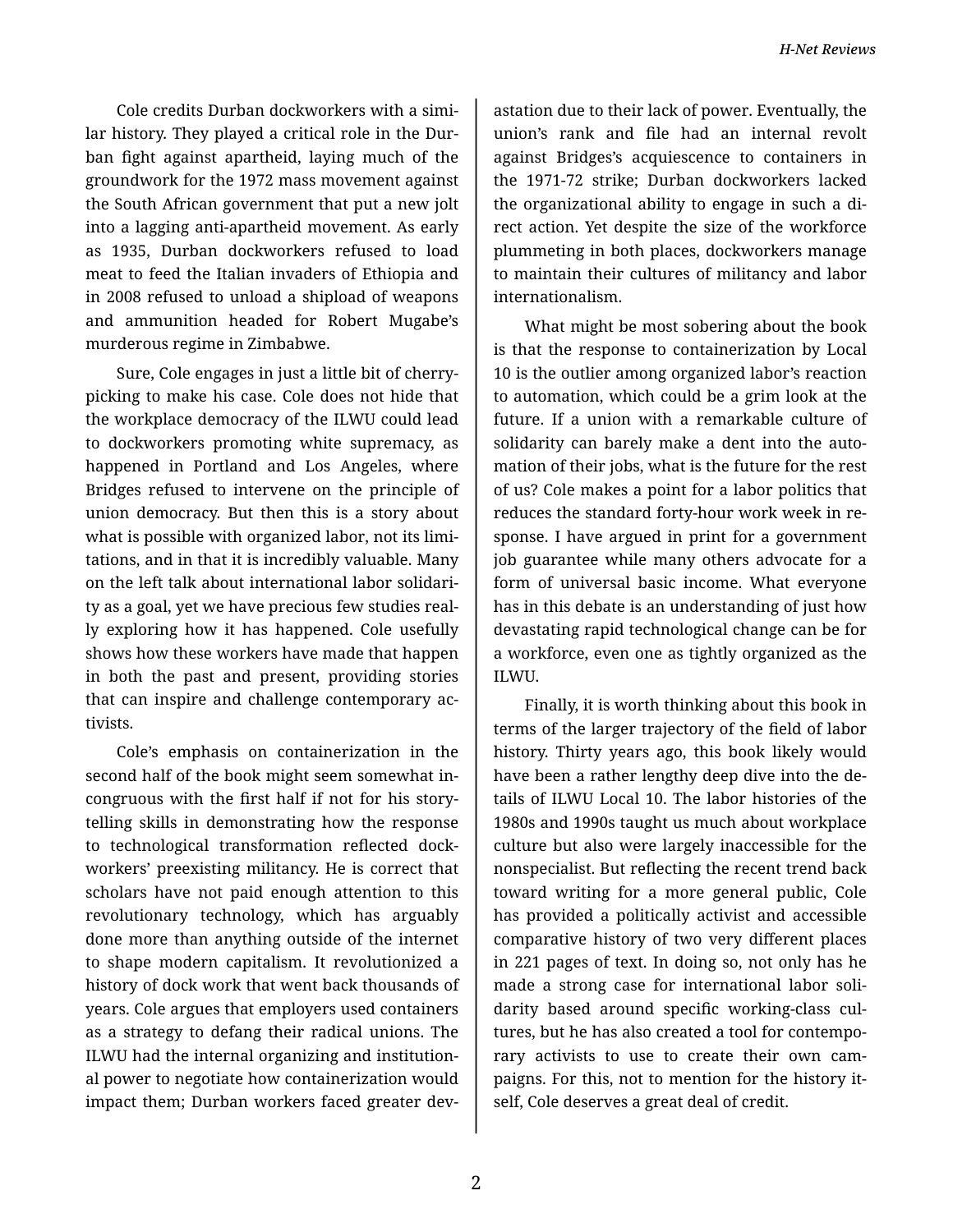Cole credits Durban dockworkers with a similar history. They played a critical role in the Durban fight against apartheid, laying much of the groundwork for the 1972 mass movement against the South African government that put a new jolt into a lagging anti-apartheid movement. As early as 1935, Durban dockworkers refused to load meat to feed the Italian invaders of Ethiopia and in 2008 refused to unload a shipload of weapons and ammunition headed for Robert Mugabe's murderous regime in Zimbabwe.

Sure, Cole engages in just a little bit of cherry-picking to make his case. Cole does not hide that the workplace democracy of the ILWU could lead to dockworkers promoting white supremacy, as happened in Portland and Los Angeles, where Bridges refused to intervene on the principle of union democracy. But then this is a story about what is possible with organized labor, not its limitations, and in that it is incredibly valuable. Many on the left talk about international labor solidarity as a goal, yet we have precious few studies really exploring how it has happened. Cole usefully shows how these workers have made that happen in both the past and present, providing stories that can inspire and challenge contemporary activists.

Cole's emphasis on containerization in the second half of the book might seem somewhat incongruous with the first half if not for his storytelling skills in demonstrating how the response to technological transformation reflected dockworkers' preexisting militancy. He is correct that scholars have not paid enough attention to this revolutionary technology, which has arguably done more than anything outside of the internet to shape modern capitalism. It revolutionized a history of dock work that went back thousands of years. Cole argues that employers used containers as a strategy to defang their radical unions. The ILWU had the internal organizing and institutional power to negotiate how containerization would impact them; Durban workers faced greater devastation due to their lack of power. Eventually, the union's rank and file had an internal revolt against Bridges's acquiescence to containers in the 1971-72 strike; Durban dockworkers lacked the organizational ability to engage in such a direct action. Yet despite the size of the workforce plummeting in both places, dockworkers manage to maintain their cultures of militancy and labor internationalism.

What might be most sobering about the book is that the response to containerization by Local 10 is the outlier among organized labor's reaction to automation, which could be a grim look at the future. If a union with a remarkable culture of solidarity can barely make a dent into the automation of their jobs, what is the future for the rest of us? Cole makes a point for a labor politics that reduces the standard forty-hour work week in response. I have argued in print for a government job guarantee while many others advocate for a form of universal basic income. What everyone has in this debate is an understanding of just how devastating rapid technological change can be for a workforce, even one as tightly organized as the ILWU.

Finally, it is worth thinking about this book in terms of the larger trajectory of the field of labor history. Thirty years ago, this book likely would have been a rather lengthy deep dive into the details of ILWU Local 10. The labor histories of the 1980s and 1990s taught us much about workplace culture but also were largely inaccessible for the nonspecialist. But reflecting the recent trend back toward writing for a more general public, Cole has provided a politically activist and accessible comparative history of two very different places in 221 pages of text. In doing so, not only has he made a strong case for international labor solidarity based around specific working-class cultures, but he has also created a tool for contemporary activists to use to create their own campaigns. For this, not to mention for the history itself, Cole deserves a great deal of credit.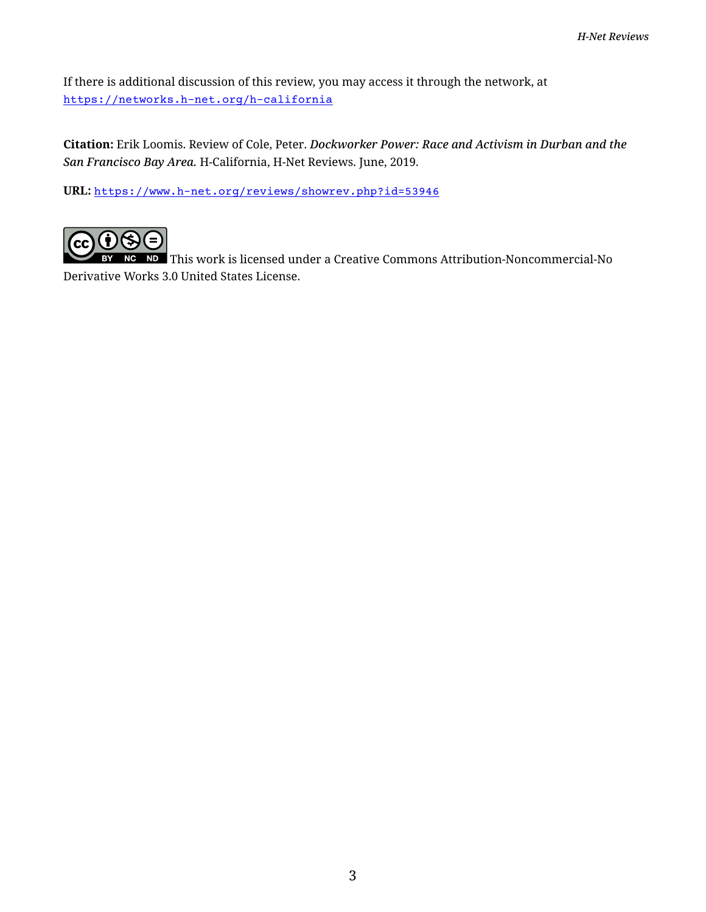If there is additional discussion of this review, you may access it through the network, at https://networks.h-net.org/h-california

**Citation:** Erik Loomis. Review of Cole, Peter. ***Dockworker Power: Race and Activism in Durban and the San Francisco Bay Area.*** H-California, H-Net Reviews. June, 2019.

**URL:** https://www.h-net.org/reviews/showrev.php?id=53946

This work is licensed under a Creative Commons Attribution-Noncommercial-No Derivative Works 3.0 United States License.